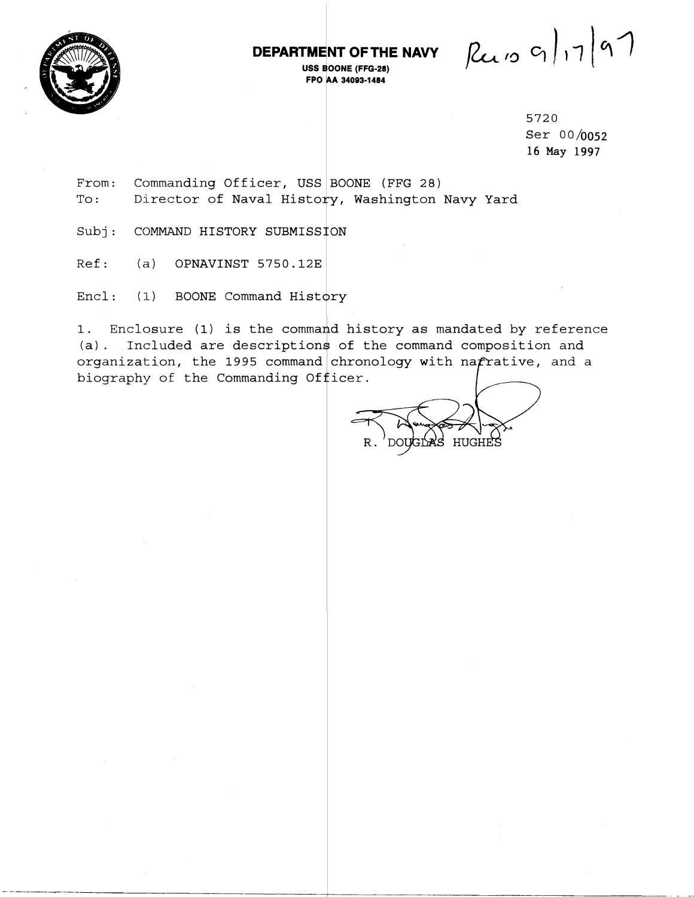**DEPARTMENT OF THE NAVY**
**USS BOONE (FFG-28)**
**FPO AA 34093-1484**

Rec'd 9/17/97

5720
Ser 00/0052
16 May 1997

From: Commanding Officer, USS BOONE (FFG 28)
To: Director of Naval History, Washington Navy Yard

Subj: COMMAND HISTORY SUBMISSION

Ref: (a) OPNAVINST 5750.12E

Encl: (1) BOONE Command History

1. Enclosure (1) is the command history as mandated by reference (a). Included are descriptions of the command composition and organization, the 1995 command chronology with narrative, and a biography of the Commanding Officer.

R. DOUGLAS HUGHES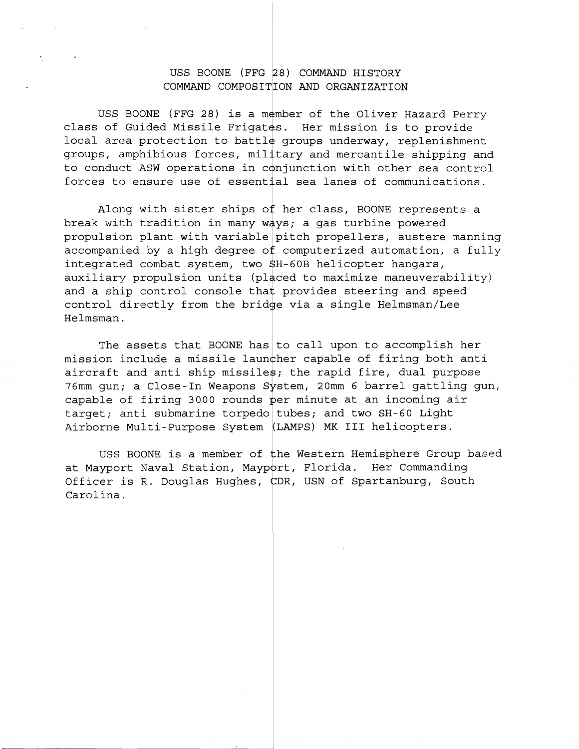# USS BOONE (FFG 28) COMMAND HISTORY
## COMMAND COMPOSITION AND ORGANIZATION

USS BOONE (FFG 28) is a member of the Oliver Hazard Perry class of Guided Missile Frigates. Her mission is to provide local area protection to battle groups underway, replenishment groups, amphibious forces, military and mercantile shipping and to conduct ASW operations in conjunction with other sea control forces to ensure use of essential sea lanes of communications.

Along with sister ships of her class, BOONE represents a break with tradition in many ways; a gas turbine powered propulsion plant with variable pitch propellers, austere manning accompanied by a high degree of computerized automation, a fully integrated combat system, two SH-60B helicopter hangars, auxiliary propulsion units (placed to maximize maneuverability) and a ship control console that provides steering and speed control directly from the bridge via a single Helmsman/Lee Helmsman.

The assets that BOONE has to call upon to accomplish her mission include a missile launcher capable of firing both anti aircraft and anti ship missiles; the rapid fire, dual purpose 76mm gun; a Close-In Weapons System, 20mm 6 barrel gattling gun, capable of firing 3000 rounds per minute at an incoming air target; anti submarine torpedo tubes; and two SH-60 Light Airborne Multi-Purpose System (LAMPS) MK III helicopters.

USS BOONE is a member of the Western Hemisphere Group based at Mayport Naval Station, Mayport, Florida. Her Commanding Officer is R. Douglas Hughes, CDR, USN of Spartanburg, South Carolina.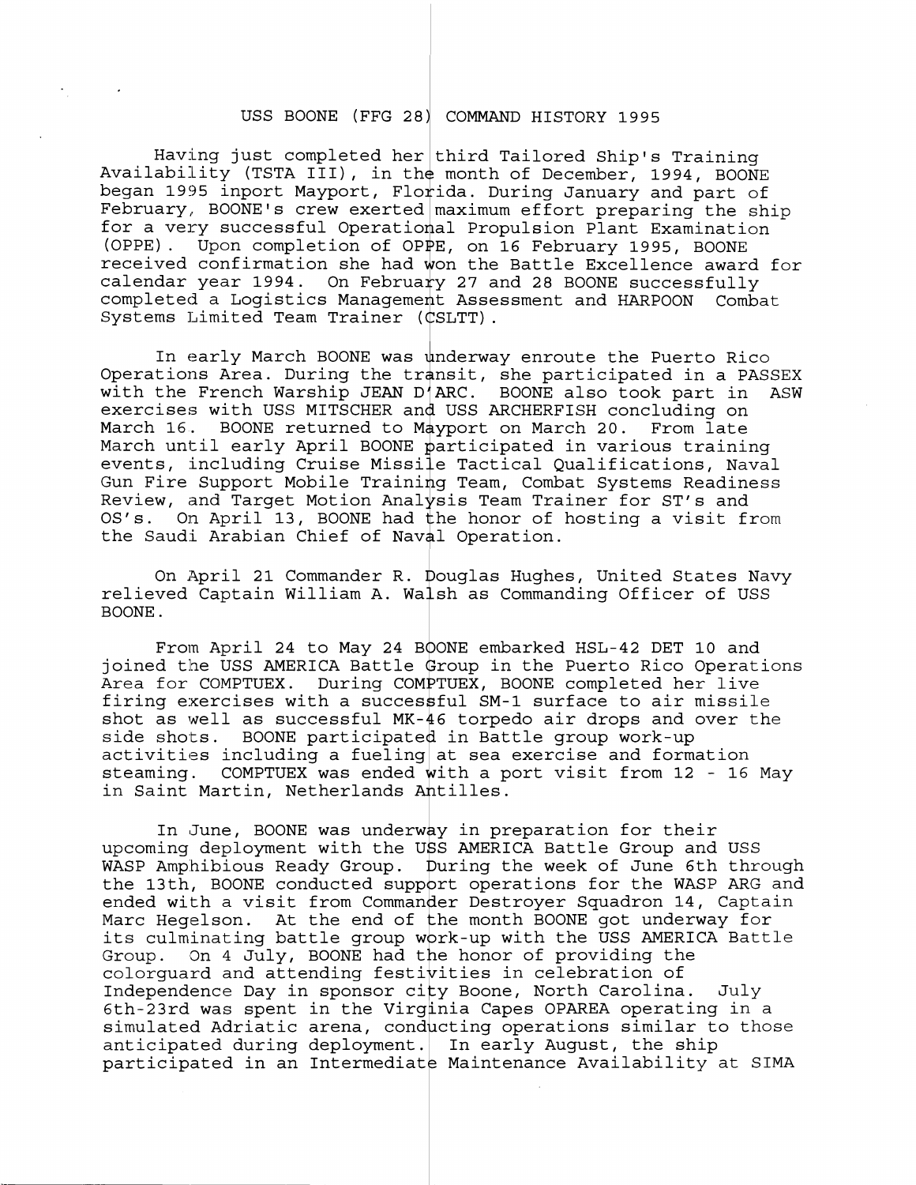# USS BOONE (FFG 28) COMMAND HISTORY 1995

Having just completed her third Tailored Ship's Training Availability (TSTA III), in the month of December, 1994, BOONE began 1995 inport Mayport, Florida. During January and part of February, BOONE's crew exerted maximum effort preparing the ship for a very successful Operational Propulsion Plant Examination (OPPE). Upon completion of OPPE, on 16 February 1995, BOONE received confirmation she had won the Battle Excellence award for calendar year 1994. On February 27 and 28 BOONE successfully completed a Logistics Management Assessment and HARPOON Combat Systems Limited Team Trainer (CSLTT).

In early March BOONE was underway enroute the Puerto Rico Operations Area. During the transit, she participated in a PASSEX with the French Warship JEAN D'ARC. BOONE also took part in ASW exercises with USS MITSCHER and USS ARCHERFISH concluding on March 16. BOONE returned to Mayport on March 20. From late March until early April BOONE participated in various training events, including Cruise Missile Tactical Qualifications, Naval Gun Fire Support Mobile Training Team, Combat Systems Readiness Review, and Target Motion Analysis Team Trainer for ST's and OS's. On April 13, BOONE had the honor of hosting a visit from the Saudi Arabian Chief of Naval Operation.

On April 21 Commander R. Douglas Hughes, United States Navy relieved Captain William A. Walsh as Commanding Officer of USS BOONE.

From April 24 to May 24 BOONE embarked HSL-42 DET 10 and joined the USS AMERICA Battle Group in the Puerto Rico Operations Area for COMPTUEX. During COMPTUEX, BOONE completed her live firing exercises with a successful SM-1 surface to air missile shot as well as successful MK-46 torpedo air drops and over the side shots. BOONE participated in Battle group work-up activities including a fueling at sea exercise and formation steaming. COMPTUEX was ended with a port visit from 12 - 16 May in Saint Martin, Netherlands Antilles.

In June, BOONE was underway in preparation for their upcoming deployment with the USS AMERICA Battle Group and USS WASP Amphibious Ready Group. During the week of June 6th through the 13th, BOONE conducted support operations for the WASP ARG and ended with a visit from Commander Destroyer Squadron 14, Captain Marc Hegelson. At the end of the month BOONE got underway for its culminating battle group work-up with the USS AMERICA Battle Group. On 4 July, BOONE had the honor of providing the colorguard and attending festivities in celebration of Independence Day in sponsor city Boone, North Carolina. July 6th-23rd was spent in the Virginia Capes OPAREA operating in a simulated Adriatic arena, conducting operations similar to those anticipated during deployment. In early August, the ship participated in an Intermediate Maintenance Availability at SIMA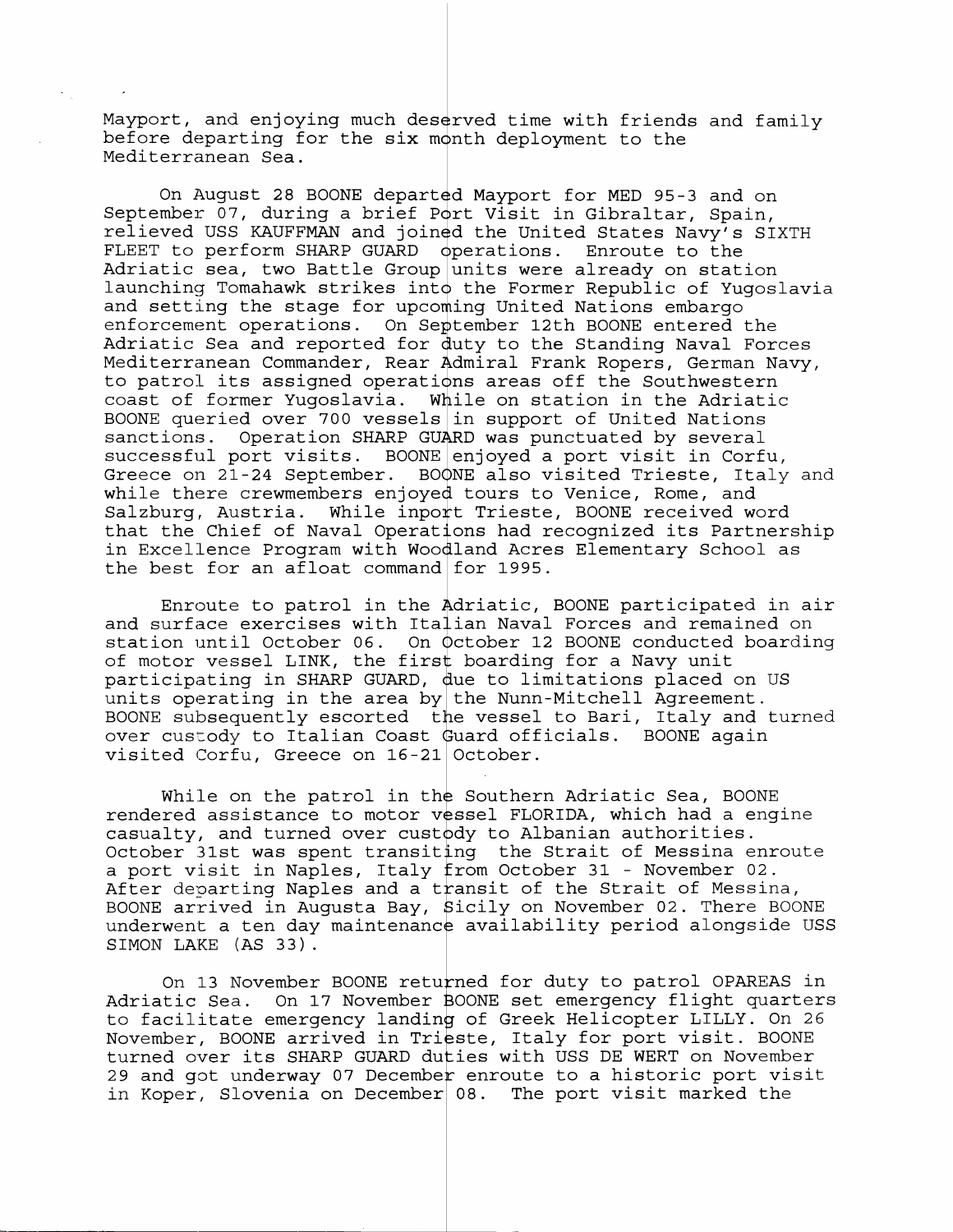Mayport, and enjoying much deserved time with friends and family before departing for the six month deployment to the Mediterranean Sea.

On August 28 BOONE departed Mayport for MED 95-3 and on September 07, during a brief Port Visit in Gibraltar, Spain, relieved USS KAUFFMAN and joined the United States Navy's SIXTH FLEET to perform SHARP GUARD operations. Enroute to the Adriatic sea, two Battle Group units were already on station launching Tomahawk strikes into the Former Republic of Yugoslavia and setting the stage for upcoming United Nations embargo enforcement operations. On September 12th BOONE entered the Adriatic Sea and reported for duty to the Standing Naval Forces Mediterranean Commander, Rear Admiral Frank Ropers, German Navy, to patrol its assigned operations areas off the Southwestern coast of former Yugoslavia. While on station in the Adriatic BOONE queried over 700 vessels in support of United Nations sanctions. Operation SHARP GUARD was punctuated by several successful port visits. BOONE enjoyed a port visit in Corfu, Greece on 21-24 September. BOONE also visited Trieste, Italy and while there crewmembers enjoyed tours to Venice, Rome, and Salzburg, Austria. While inport Trieste, BOONE received word that the Chief of Naval Operations had recognized its Partnership in Excellence Program with Woodland Acres Elementary School as the best for an afloat command for 1995.

Enroute to patrol in the Adriatic, BOONE participated in air and surface exercises with Italian Naval Forces and remained on station until October 06. On October 12 BOONE conducted boarding of motor vessel LINK, the first boarding for a Navy unit participating in SHARP GUARD, due to limitations placed on US units operating in the area by the Nunn-Mitchell Agreement. BOONE subsequently escorted the vessel to Bari, Italy and turned over custody to Italian Coast Guard officials. BOONE again visited Corfu, Greece on 16-21 October.

While on the patrol in the Southern Adriatic Sea, BOONE rendered assistance to motor vessel FLORIDA, which had a engine casualty, and turned over custody to Albanian authorities. October 31st was spent transiting the Strait of Messina enroute a port visit in Naples, Italy from October 31 - November 02. After departing Naples and a transit of the Strait of Messina, BOONE arrived in Augusta Bay, Sicily on November 02. There BOONE underwent a ten day maintenance availability period alongside USS SIMON LAKE (AS 33).

On 13 November BOONE returned for duty to patrol OPAREAS in Adriatic Sea. On 17 November BOONE set emergency flight quarters to facilitate emergency landing of Greek Helicopter LILLY. On 26 November, BOONE arrived in Trieste, Italy for port visit. BOONE turned over its SHARP GUARD duties with USS DE WERT on November 29 and got underway 07 December enroute to a historic port visit in Koper, Slovenia on December 08. The port visit marked the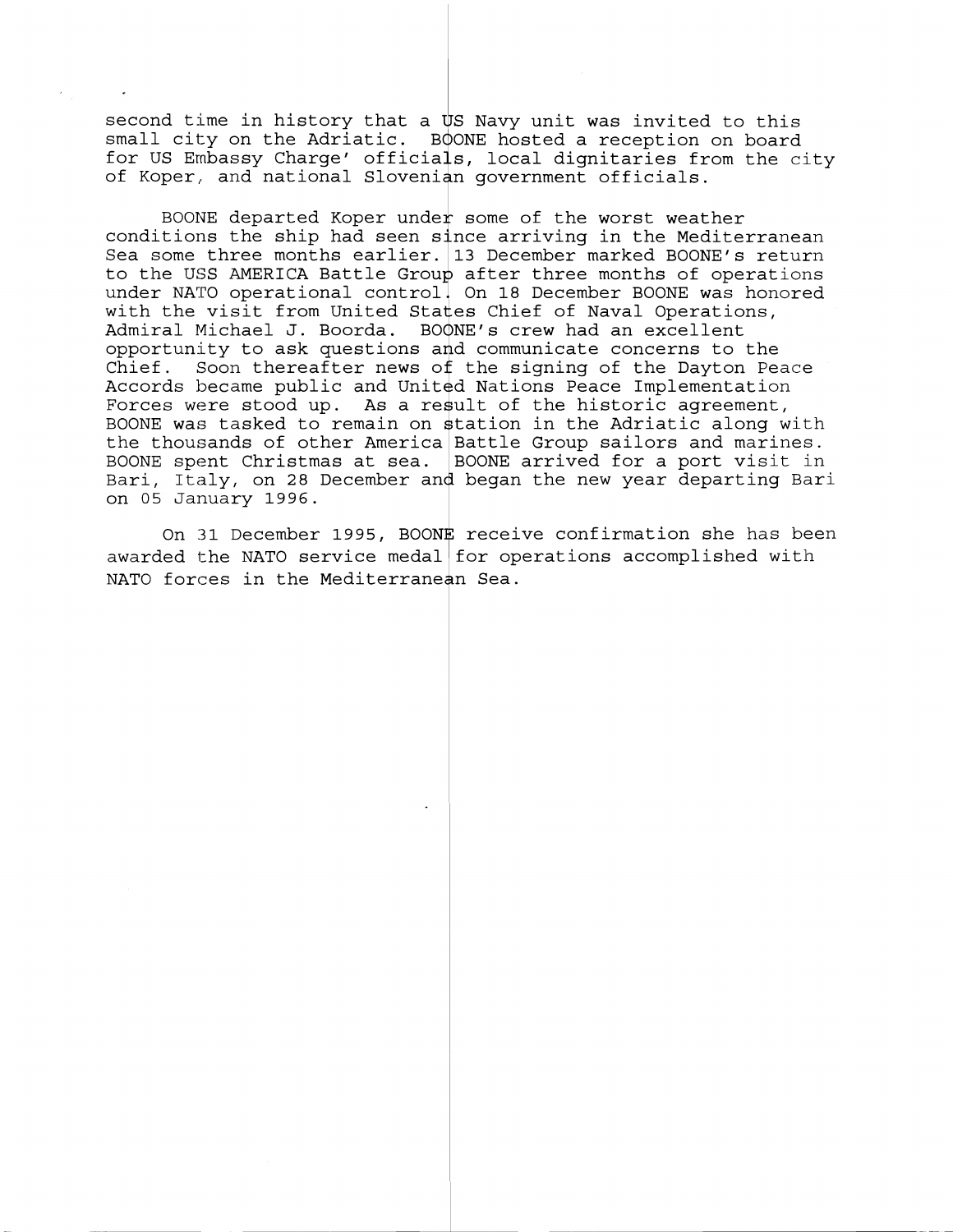second time in history that a US Navy unit was invited to this small city on the Adriatic. BOONE hosted a reception on board for US Embassy Charge' officials, local dignitaries from the city of Koper, and national Slovenian government officials.

BOONE departed Koper under some of the worst weather conditions the ship had seen since arriving in the Mediterranean Sea some three months earlier. 13 December marked BOONE's return to the USS AMERICA Battle Group after three months of operations under NATO operational control. On 18 December BOONE was honored with the visit from United States Chief of Naval Operations, Admiral Michael J. Boorda. BOONE's crew had an excellent opportunity to ask questions and communicate concerns to the Chief. Soon thereafter news of the signing of the Dayton Peace Accords became public and United Nations Peace Implementation Forces were stood up. As a result of the historic agreement, BOONE was tasked to remain on station in the Adriatic along with the thousands of other America Battle Group sailors and marines. BOONE spent Christmas at sea. BOONE arrived for a port visit in Bari, Italy, on 28 December and began the new year departing Bari on 05 January 1996.

On 31 December 1995, BOONE receive confirmation she has been awarded the NATO service medal for operations accomplished with NATO forces in the Mediterranean Sea.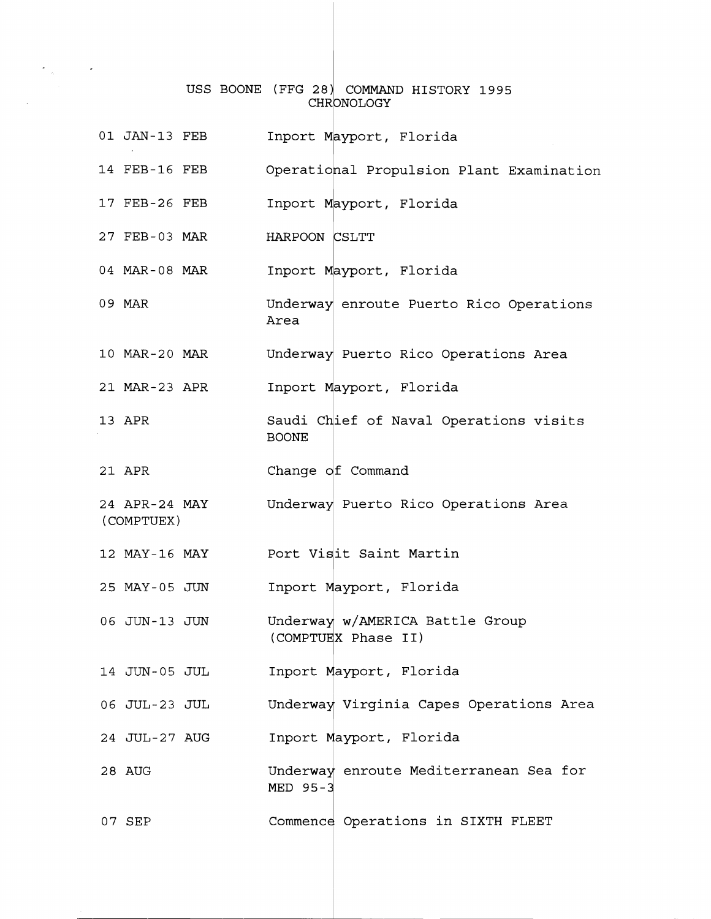# USS BOONE (FFG 28) COMMAND HISTORY 1995
## CHRONOLOGY

| | |
|---|---|
| 01 JAN-13 FEB | Inport Mayport, Florida |
| 14 FEB-16 FEB | Operational Propulsion Plant Examination |
| 17 FEB-26 FEB | Inport Mayport, Florida |
| 27 FEB-03 MAR | HARPOON CSLTT |
| 04 MAR-08 MAR | Inport Mayport, Florida |
| 09 MAR | Underway enroute Puerto Rico Operations Area |
| 10 MAR-20 MAR | Underway Puerto Rico Operations Area |
| 21 MAR-23 APR | Inport Mayport, Florida |
| 13 APR | Saudi Chief of Naval Operations visits BOONE |
| 21 APR | Change of Command |
| 24 APR-24 MAY (COMPTUEX) | Underway Puerto Rico Operations Area |
| 12 MAY-16 MAY | Port Visit Saint Martin |
| 25 MAY-05 JUN | Inport Mayport, Florida |
| 06 JUN-13 JUN | Underway w/AMERICA Battle Group (COMPTUEX Phase II) |
| 14 JUN-05 JUL | Inport Mayport, Florida |
| 06 JUL-23 JUL | Underway Virginia Capes Operations Area |
| 24 JUL-27 AUG | Inport Mayport, Florida |
| 28 AUG | Underway enroute Mediterranean Sea for MED 95-3 |
| 07 SEP | Commence Operations in SIXTH FLEET |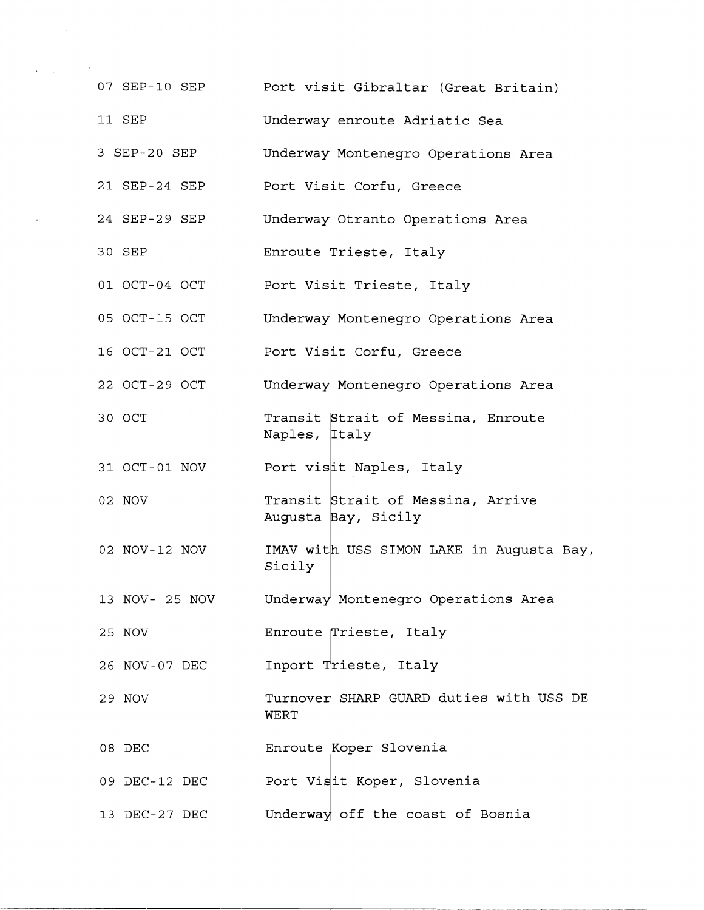| | |
|---|---|
| 07 SEP-10 SEP | Port visit Gibraltar (Great Britain) |
| 11 SEP | Underway enroute Adriatic Sea |
| 3 SEP-20 SEP | Underway Montenegro Operations Area |
| 21 SEP-24 SEP | Port Visit Corfu, Greece |
| 24 SEP-29 SEP | Underway Otranto Operations Area |
| 30 SEP | Enroute Trieste, Italy |
| 01 OCT-04 OCT | Port Visit Trieste, Italy |
| 05 OCT-15 OCT | Underway Montenegro Operations Area |
| 16 OCT-21 OCT | Port Visit Corfu, Greece |
| 22 OCT-29 OCT | Underway Montenegro Operations Area |
| 30 OCT | Transit Strait of Messina, Enroute Naples, Italy |
| 31 OCT-01 NOV | Port visit Naples, Italy |
| 02 NOV | Transit Strait of Messina, Arrive Augusta Bay, Sicily |
| 02 NOV-12 NOV | IMAV with USS SIMON LAKE in Augusta Bay, Sicily |
| 13 NOV- 25 NOV | Underway Montenegro Operations Area |
| 25 NOV | Enroute Trieste, Italy |
| 26 NOV-07 DEC | Inport Trieste, Italy |
| 29 NOV | Turnover SHARP GUARD duties with USS DE WERT |
| 08 DEC | Enroute Koper Slovenia |
| 09 DEC-12 DEC | Port Visit Koper, Slovenia |
| 13 DEC-27 DEC | Underway off the coast of Bosnia |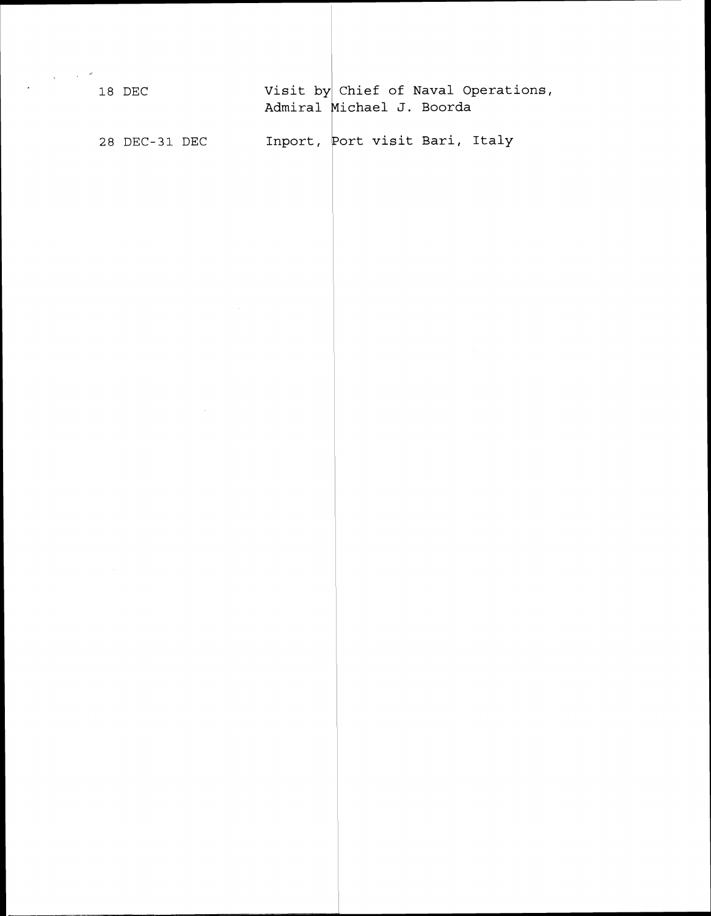| | |
|---|---|
| 18 DEC | Visit by Chief of Naval Operations, Admiral Michael J. Boorda |
| 28 DEC-31 DEC | Inport, Port visit Bari, Italy |